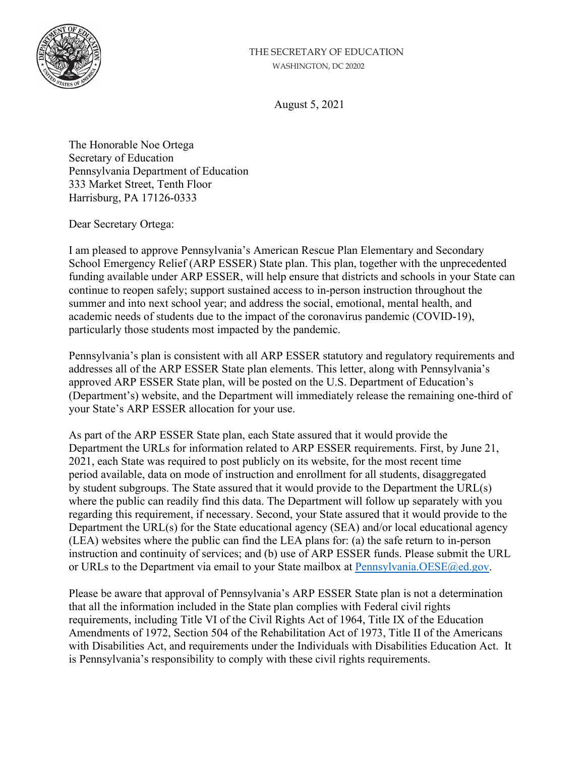THE SECRETARY OF EDUCATION
WASHINGTON, DC 20202

August 5, 2021

The Honorable Noe Ortega
Secretary of Education
Pennsylvania Department of Education
333 Market Street, Tenth Floor
Harrisburg, PA 17126-0333

Dear Secretary Ortega:

I am pleased to approve Pennsylvania's American Rescue Plan Elementary and Secondary School Emergency Relief (ARP ESSER) State plan. This plan, together with the unprecedented funding available under ARP ESSER, will help ensure that districts and schools in your State can continue to reopen safely; support sustained access to in-person instruction throughout the summer and into next school year; and address the social, emotional, mental health, and academic needs of students due to the impact of the coronavirus pandemic (COVID-19), particularly those students most impacted by the pandemic.

Pennsylvania's plan is consistent with all ARP ESSER statutory and regulatory requirements and addresses all of the ARP ESSER State plan elements. This letter, along with Pennsylvania's approved ARP ESSER State plan, will be posted on the U.S. Department of Education's (Department's) website, and the Department will immediately release the remaining one-third of your State's ARP ESSER allocation for your use.

As part of the ARP ESSER State plan, each State assured that it would provide the Department the URLs for information related to ARP ESSER requirements. First, by June 21, 2021, each State was required to post publicly on its website, for the most recent time period available, data on mode of instruction and enrollment for all students, disaggregated by student subgroups. The State assured that it would provide to the Department the URL(s) where the public can readily find this data. The Department will follow up separately with you regarding this requirement, if necessary. Second, your State assured that it would provide to the Department the URL(s) for the State educational agency (SEA) and/or local educational agency (LEA) websites where the public can find the LEA plans for: (a) the safe return to in-person instruction and continuity of services; and (b) use of ARP ESSER funds. Please submit the URL or URLs to the Department via email to your State mailbox at Pennsylvania.OESE@ed.gov.

Please be aware that approval of Pennsylvania's ARP ESSER State plan is not a determination that all the information included in the State plan complies with Federal civil rights requirements, including Title VI of the Civil Rights Act of 1964, Title IX of the Education Amendments of 1972, Section 504 of the Rehabilitation Act of 1973, Title II of the Americans with Disabilities Act, and requirements under the Individuals with Disabilities Education Act. It is Pennsylvania's responsibility to comply with these civil rights requirements.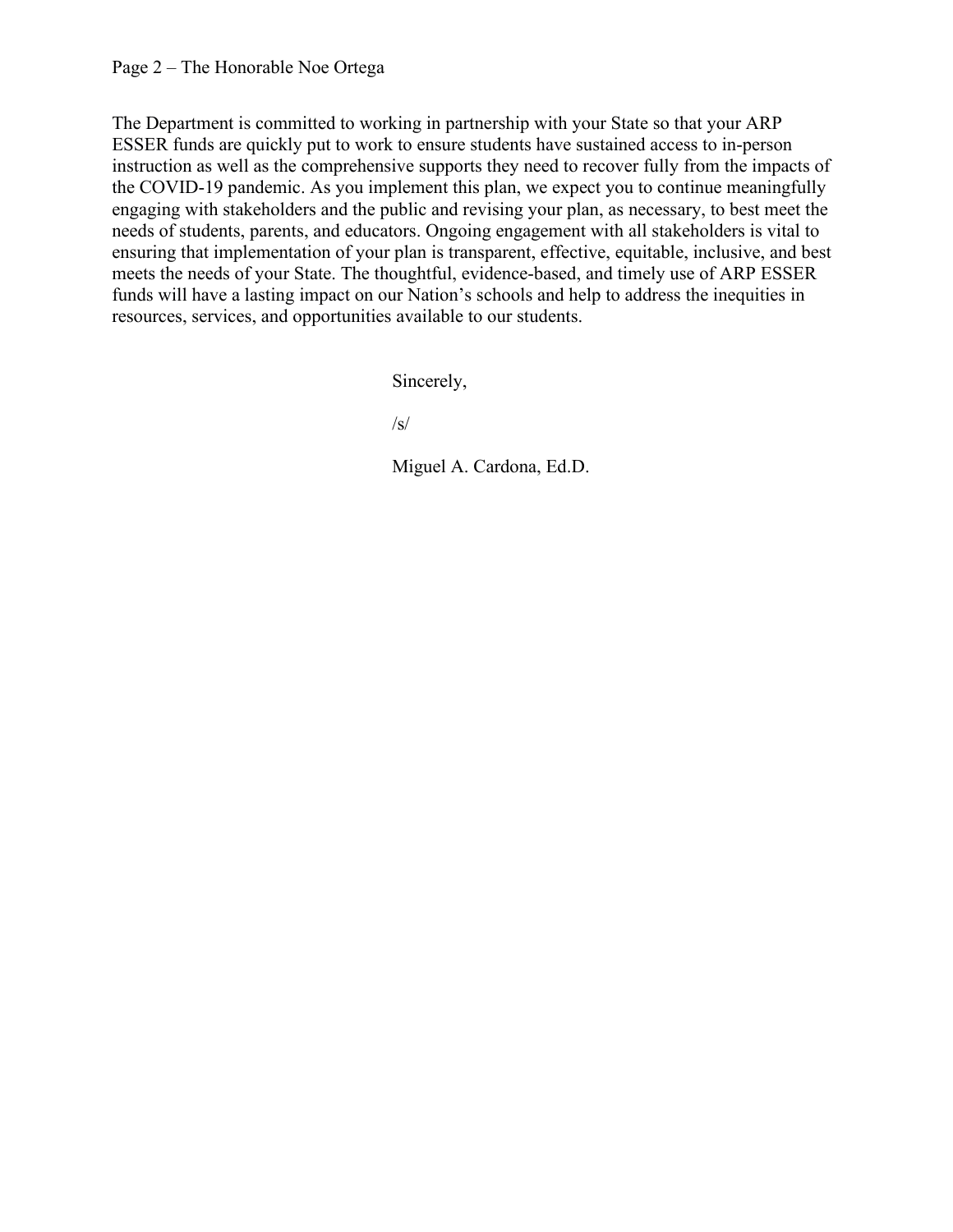The Department is committed to working in partnership with your State so that your ARP ESSER funds are quickly put to work to ensure students have sustained access to in-person instruction as well as the comprehensive supports they need to recover fully from the impacts of the COVID-19 pandemic. As you implement this plan, we expect you to continue meaningfully engaging with stakeholders and the public and revising your plan, as necessary, to best meet the needs of students, parents, and educators. Ongoing engagement with all stakeholders is vital to ensuring that implementation of your plan is transparent, effective, equitable, inclusive, and best meets the needs of your State. The thoughtful, evidence-based, and timely use of ARP ESSER funds will have a lasting impact on our Nation's schools and help to address the inequities in resources, services, and opportunities available to our students.

Sincerely,

/s/

Miguel A. Cardona, Ed.D.